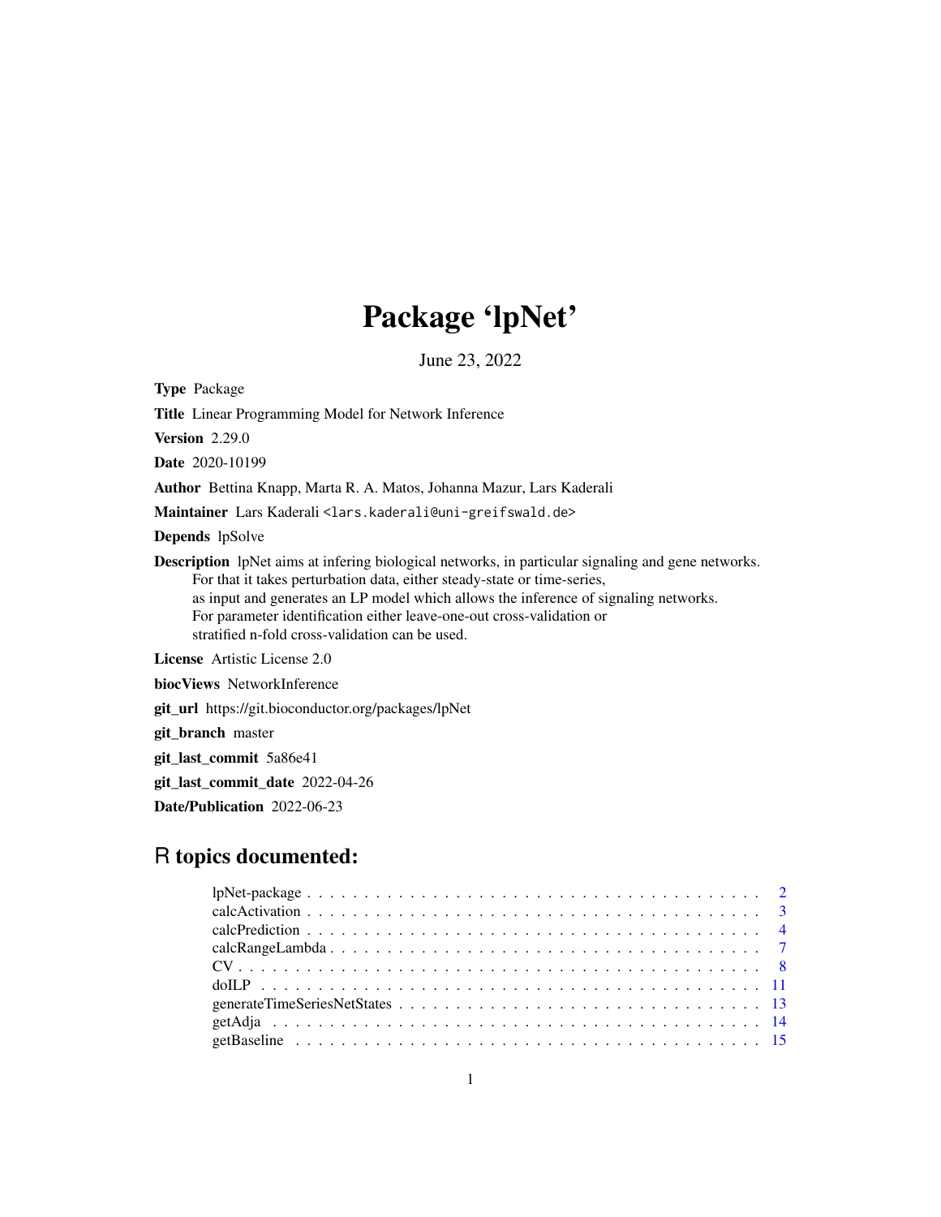# Package 'lpNet'

June 23, 2022

**Type** Package

**Title** Linear Programming Model for Network Inference

**Version** 2.29.0

**Date** 2020-10199

**Author** Bettina Knapp, Marta R. A. Matos, Johanna Mazur, Lars Kaderali

**Maintainer** Lars Kaderali <lars.kaderali@uni-greifswald.de>

**Depends** lpSolve

**Description** lpNet aims at infering biological networks, in particular signaling and gene networks. For that it takes perturbation data, either steady-state or time-series, as input and generates an LP model which allows the inference of signaling networks. For parameter identification either leave-one-out cross-validation or stratified n-fold cross-validation can be used.

**License** Artistic License 2.0

**biocViews** NetworkInference

**git_url** https://git.bioconductor.org/packages/lpNet

**git_branch** master

**git_last_commit** 5a86e41

**git_last_commit_date** 2022-04-26

**Date/Publication** 2022-06-23

## R topics documented:

- lpNet-package . . . . . . . . . . . . . . . . . . . . . . . . . . . . . . . . . . . . . . . . 2
- calcActivation . . . . . . . . . . . . . . . . . . . . . . . . . . . . . . . . . . . . . . . . 3
- calcPrediction . . . . . . . . . . . . . . . . . . . . . . . . . . . . . . . . . . . . . . . . 4
- calcRangeLambda . . . . . . . . . . . . . . . . . . . . . . . . . . . . . . . . . . . . . . 7
- CV . . . . . . . . . . . . . . . . . . . . . . . . . . . . . . . . . . . . . . . . . . . . . . 8
- doILP . . . . . . . . . . . . . . . . . . . . . . . . . . . . . . . . . . . . . . . . . . . . 11
- generateTimeSeriesNetStates . . . . . . . . . . . . . . . . . . . . . . . . . . . . . . . 13
- getAdja . . . . . . . . . . . . . . . . . . . . . . . . . . . . . . . . . . . . . . . . . . . 14
- getBaseline . . . . . . . . . . . . . . . . . . . . . . . . . . . . . . . . . . . . . . . . . 15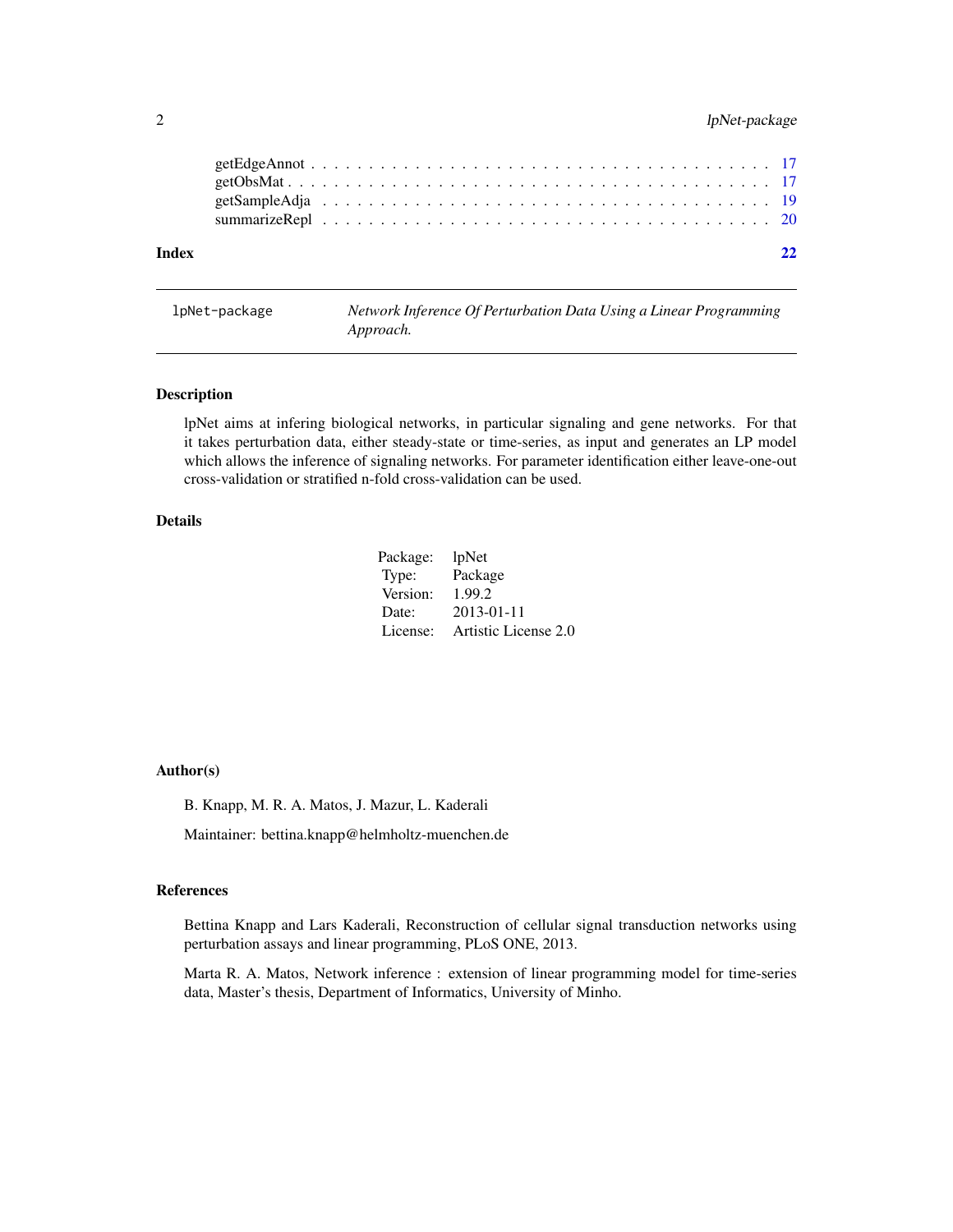getEdgeAnnot . . . . . . . . . . . . . . . . . . . . . . . . . . . . . . . . . . . . . . . 17
getObsMat . . . . . . . . . . . . . . . . . . . . . . . . . . . . . . . . . . . . . . . . . 17
getSampleAdja . . . . . . . . . . . . . . . . . . . . . . . . . . . . . . . . . . . . . . . 19
summarizeRepl . . . . . . . . . . . . . . . . . . . . . . . . . . . . . . . . . . . . . . . 20

**Index** **22**

---

`lpNet-package` *Network Inference Of Perturbation Data Using a Linear Programming Approach.*

---

## Description

lpNet aims at infering biological networks, in particular signaling and gene networks. For that it takes perturbation data, either steady-state or time-series, as input and generates an LP model which allows the inference of signaling networks. For parameter identification either leave-one-out cross-validation or stratified n-fold cross-validation can be used.

## Details

| | |
|---|---|
| Package: | lpNet |
| Type: | Package |
| Version: | 1.99.2 |
| Date: | 2013-01-11 |
| License: | Artistic License 2.0 |

## Author(s)

B. Knapp, M. R. A. Matos, J. Mazur, L. Kaderali

Maintainer: bettina.knapp@helmholtz-muenchen.de

## References

Bettina Knapp and Lars Kaderali, Reconstruction of cellular signal transduction networks using perturbation assays and linear programming, PLoS ONE, 2013.

Marta R. A. Matos, Network inference : extension of linear programming model for time-series data, Master's thesis, Department of Informatics, University of Minho.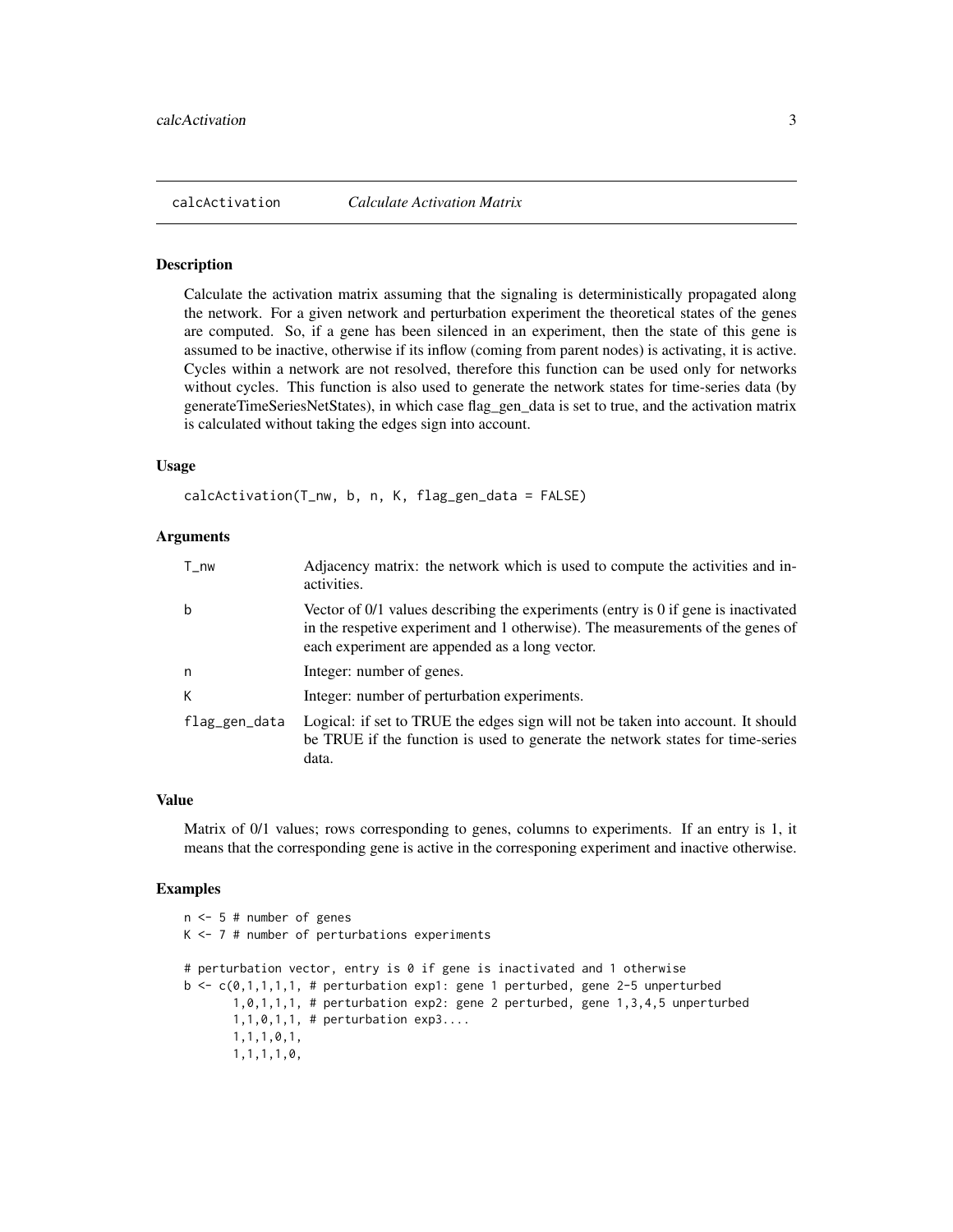# calcActivation *Calculate Activation Matrix*

## Description

Calculate the activation matrix assuming that the signaling is deterministically propagated along the network. For a given network and perturbation experiment the theoretical states of the genes are computed. So, if a gene has been silenced in an experiment, then the state of this gene is assumed to be inactive, otherwise if its inflow (coming from parent nodes) is activating, it is active. Cycles within a network are not resolved, therefore this function can be used only for networks without cycles. This function is also used to generate the network states for time-series data (by generateTimeSeriesNetStates), in which case flag_gen_data is set to true, and the activation matrix is calculated without taking the edges sign into account.

## Usage

```
calcActivation(T_nw, b, n, K, flag_gen_data = FALSE)
```

## Arguments

| | |
|---|---|
| T_nw | Adjacency matrix: the network which is used to compute the activities and inactivities. |
| b | Vector of 0/1 values describing the experiments (entry is 0 if gene is inactivated in the respetive experiment and 1 otherwise). The measurements of the genes of each experiment are appended as a long vector. |
| n | Integer: number of genes. |
| K | Integer: number of perturbation experiments. |
| flag_gen_data | Logical: if set to TRUE the edges sign will not be taken into account. It should be TRUE if the function is used to generate the network states for time-series data. |

## Value

Matrix of 0/1 values; rows corresponding to genes, columns to experiments. If an entry is 1, it means that the corresponding gene is active in the corresponing experiment and inactive otherwise.

## Examples

```
n <- 5 # number of genes
K <- 7 # number of perturbations experiments

# perturbation vector, entry is 0 if gene is inactivated and 1 otherwise
b <- c(0,1,1,1,1, # perturbation exp1: gene 1 perturbed, gene 2-5 unperturbed
       1,0,1,1,1, # perturbation exp2: gene 2 perturbed, gene 1,3,4,5 unperturbed
       1,1,0,1,1, # perturbation exp3....
       1,1,1,0,1,
       1,1,1,1,0,
```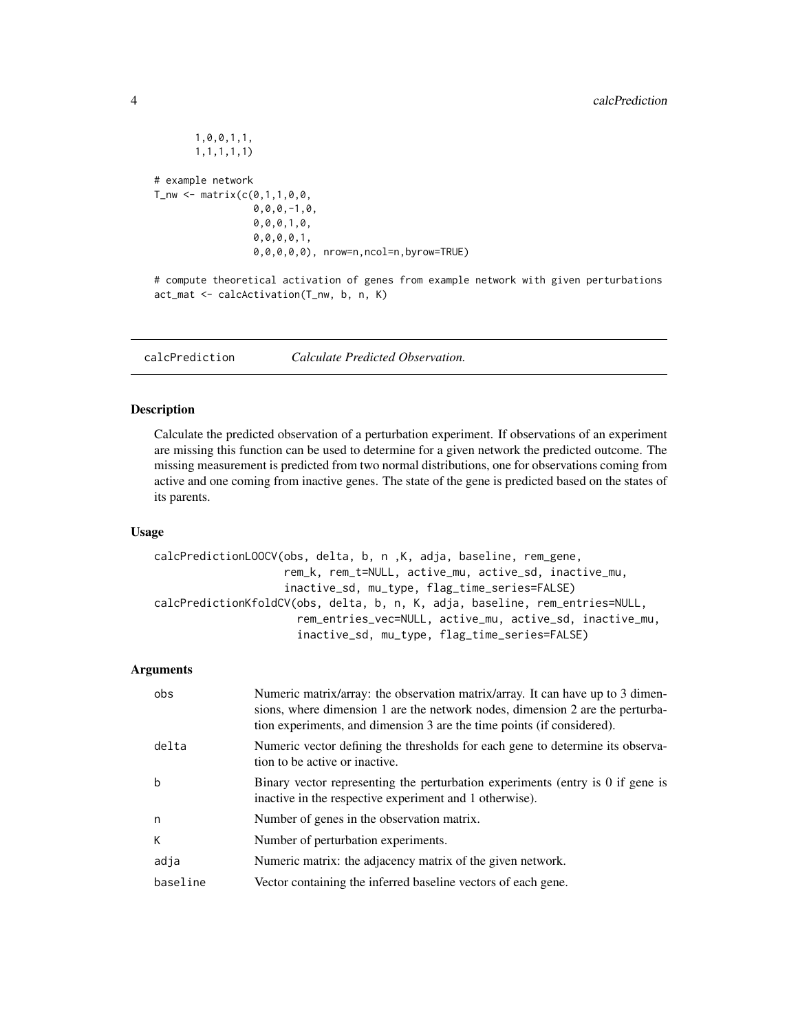```
       1,0,0,1,1,
       1,1,1,1,1)

# example network
T_nw <- matrix(c(0,1,1,0,0,
                 0,0,0,-1,0,
                 0,0,0,1,0,
                 0,0,0,0,1,
                 0,0,0,0,0), nrow=n,ncol=n,byrow=TRUE)

# compute theoretical activation of genes from example network with given perturbations
act_mat <- calcActivation(T_nw, b, n, K)
```

---

## calcPrediction — *Calculate Predicted Observation.*

---

### Description

Calculate the predicted observation of a perturbation experiment. If observations of an experiment are missing this function can be used to determine for a given network the predicted outcome. The missing measurement is predicted from two normal distributions, one for observations coming from active and one coming from inactive genes. The state of the gene is predicted based on the states of its parents.

### Usage

```
calcPredictionLOOCV(obs, delta, b, n ,K, adja, baseline, rem_gene,
                    rem_k, rem_t=NULL, active_mu, active_sd, inactive_mu,
                    inactive_sd, mu_type, flag_time_series=FALSE)
calcPredictionKfoldCV(obs, delta, b, n, K, adja, baseline, rem_entries=NULL,
                      rem_entries_vec=NULL, active_mu, active_sd, inactive_mu,
                      inactive_sd, mu_type, flag_time_series=FALSE)
```

### Arguments

| | |
|---|---|
| obs | Numeric matrix/array: the observation matrix/array. It can have up to 3 dimensions, where dimension 1 are the network nodes, dimension 2 are the perturbation experiments, and dimension 3 are the time points (if considered). |
| delta | Numeric vector defining the thresholds for each gene to determine its observation to be active or inactive. |
| b | Binary vector representing the perturbation experiments (entry is 0 if gene is inactive in the respective experiment and 1 otherwise). |
| n | Number of genes in the observation matrix. |
| K | Number of perturbation experiments. |
| adja | Numeric matrix: the adjacency matrix of the given network. |
| baseline | Vector containing the inferred baseline vectors of each gene. |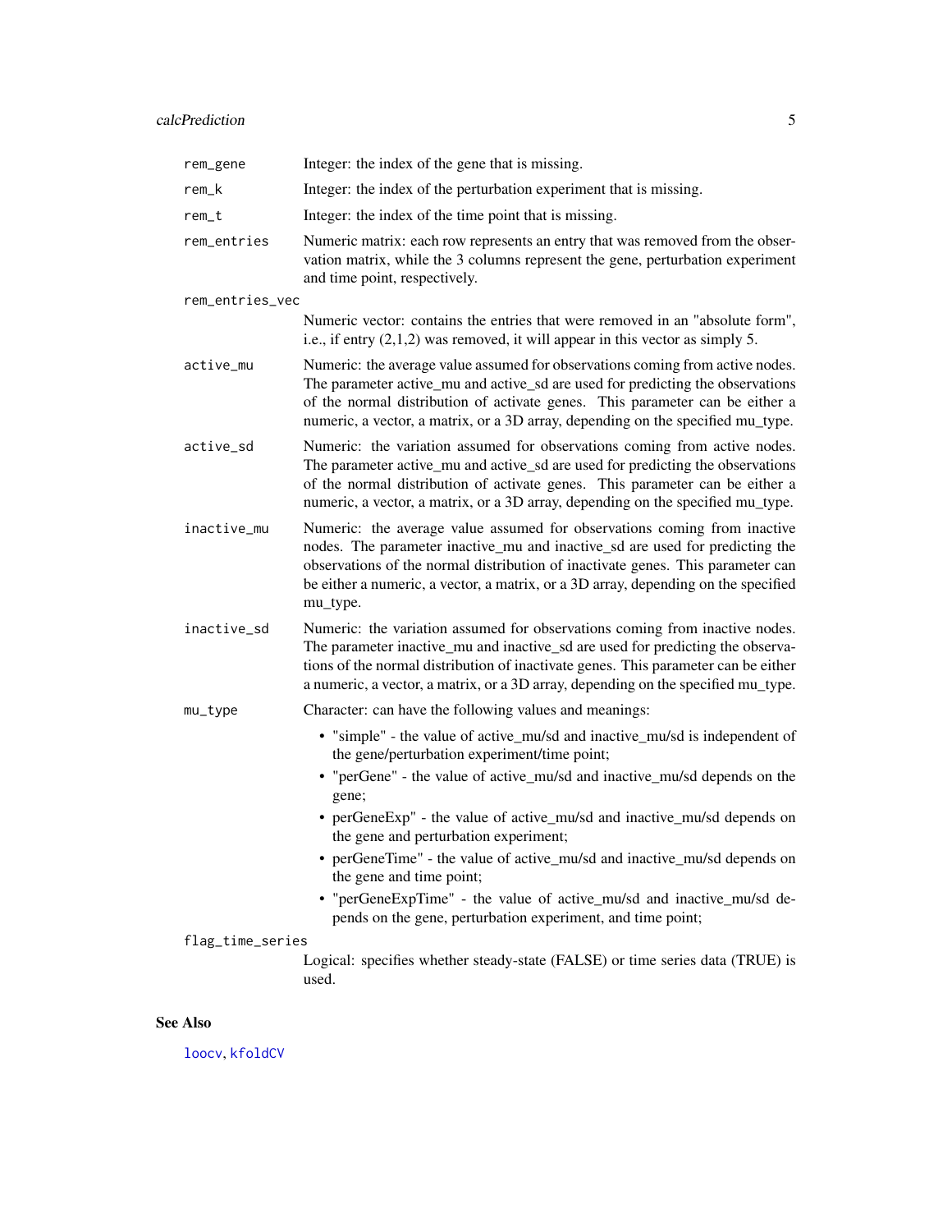| | |
|---|---|
| rem_gene | Integer: the index of the gene that is missing. |
| rem_k | Integer: the index of the perturbation experiment that is missing. |
| rem_t | Integer: the index of the time point that is missing. |
| rem_entries | Numeric matrix: each row represents an entry that was removed from the observation matrix, while the 3 columns represent the gene, perturbation experiment and time point, respectively. |
| rem_entries_vec | Numeric vector: contains the entries that were removed in an "absolute form", i.e., if entry (2,1,2) was removed, it will appear in this vector as simply 5. |
| active_mu | Numeric: the average value assumed for observations coming from active nodes. The parameter active_mu and active_sd are used for predicting the observations of the normal distribution of activate genes. This parameter can be either a numeric, a vector, a matrix, or a 3D array, depending on the specified mu_type. |
| active_sd | Numeric: the variation assumed for observations coming from active nodes. The parameter active_mu and active_sd are used for predicting the observations of the normal distribution of activate genes. This parameter can be either a numeric, a vector, a matrix, or a 3D array, depending on the specified mu_type. |
| inactive_mu | Numeric: the average value assumed for observations coming from inactive nodes. The parameter inactive_mu and inactive_sd are used for predicting the observations of the normal distribution of inactivate genes. This parameter can be either a numeric, a vector, a matrix, or a 3D array, depending on the specified mu_type. |
| inactive_sd | Numeric: the variation assumed for observations coming from inactive nodes. The parameter inactive_mu and inactive_sd are used for predicting the observations of the normal distribution of inactivate genes. This parameter can be either a numeric, a vector, a matrix, or a 3D array, depending on the specified mu_type. |
| mu_type | Character: can have the following values and meanings:<br>• "simple" - the value of active_mu/sd and inactive_mu/sd is independent of the gene/perturbation experiment/time point;<br>• "perGene" - the value of active_mu/sd and inactive_mu/sd depends on the gene;<br>• perGeneExp" - the value of active_mu/sd and inactive_mu/sd depends on the gene and perturbation experiment;<br>• perGeneTime" - the value of active_mu/sd and inactive_mu/sd depends on the gene and time point;<br>• "perGeneExpTime" - the value of active_mu/sd and inactive_mu/sd depends on the gene, perturbation experiment, and time point; |
| flag_time_series | Logical: specifies whether steady-state (FALSE) or time series data (TRUE) is used. |

## See Also

loocv, kfoldCV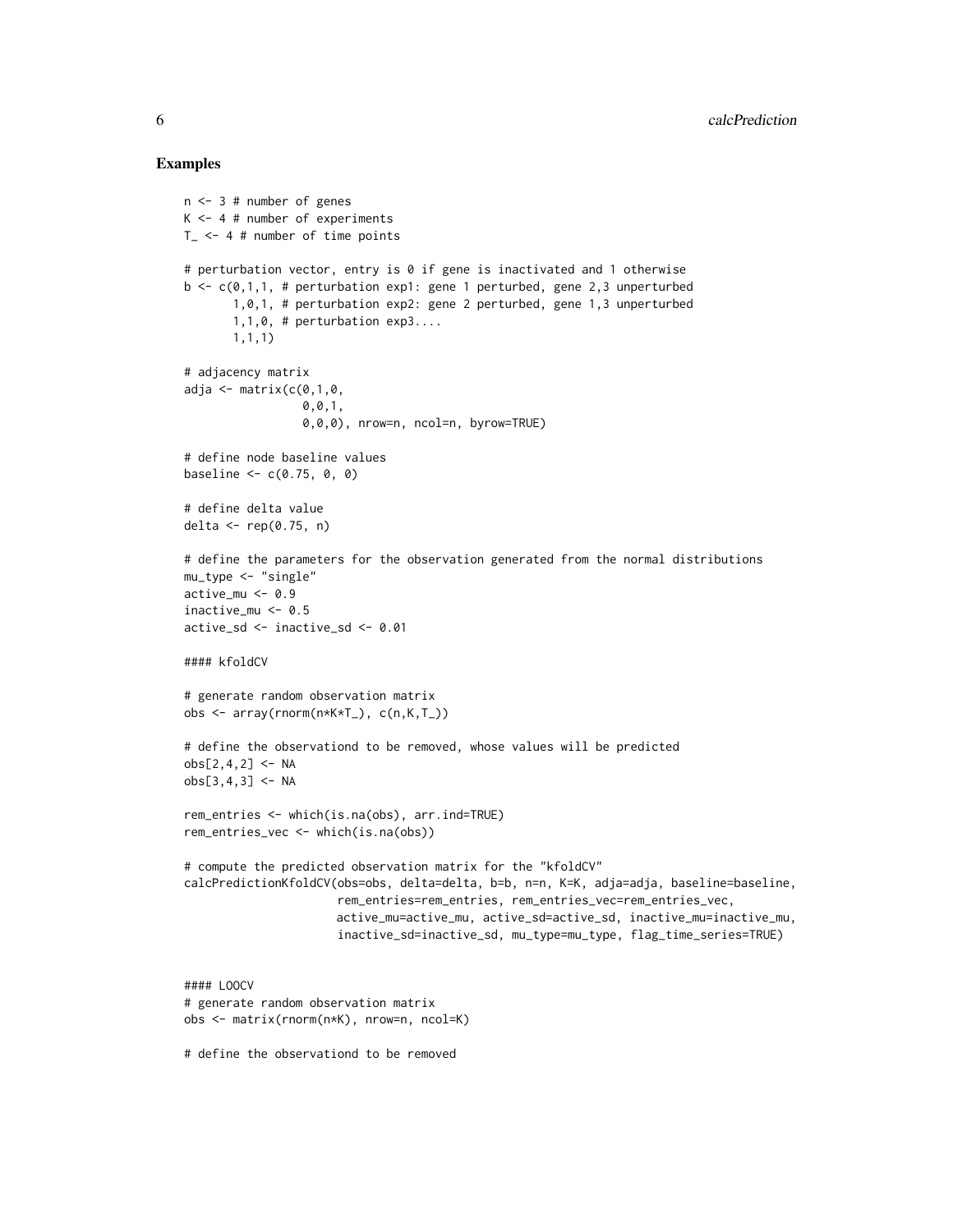## Examples

```
n <- 3 # number of genes
K <- 4 # number of experiments
T_ <- 4 # number of time points

# perturbation vector, entry is 0 if gene is inactivated and 1 otherwise
b <- c(0,1,1, # perturbation exp1: gene 1 perturbed, gene 2,3 unperturbed
       1,0,1, # perturbation exp2: gene 2 perturbed, gene 1,3 unperturbed
       1,1,0, # perturbation exp3....
       1,1,1)

# adjacency matrix
adja <- matrix(c(0,1,0,
                 0,0,1,
                 0,0,0), nrow=n, ncol=n, byrow=TRUE)

# define node baseline values
baseline <- c(0.75, 0, 0)

# define delta value
delta <- rep(0.75, n)

# define the parameters for the observation generated from the normal distributions
mu_type <- "single"
active_mu <- 0.9
inactive_mu <- 0.5
active_sd <- inactive_sd <- 0.01

#### kfoldCV

# generate random observation matrix
obs <- array(rnorm(n*K*T_), c(n,K,T_))

# define the observationd to be removed, whose values will be predicted
obs[2,4,2] <- NA
obs[3,4,3] <- NA

rem_entries <- which(is.na(obs), arr.ind=TRUE)
rem_entries_vec <- which(is.na(obs))

# compute the predicted observation matrix for the "kfoldCV"
calcPredictionKfoldCV(obs=obs, delta=delta, b=b, n=n, K=K, adja=adja, baseline=baseline,
                      rem_entries=rem_entries, rem_entries_vec=rem_entries_vec,
                      active_mu=active_mu, active_sd=active_sd, inactive_mu=inactive_mu,
                      inactive_sd=inactive_sd, mu_type=mu_type, flag_time_series=TRUE)


#### LOOCV
# generate random observation matrix
obs <- matrix(rnorm(n*K), nrow=n, ncol=K)

# define the observationd to be removed
```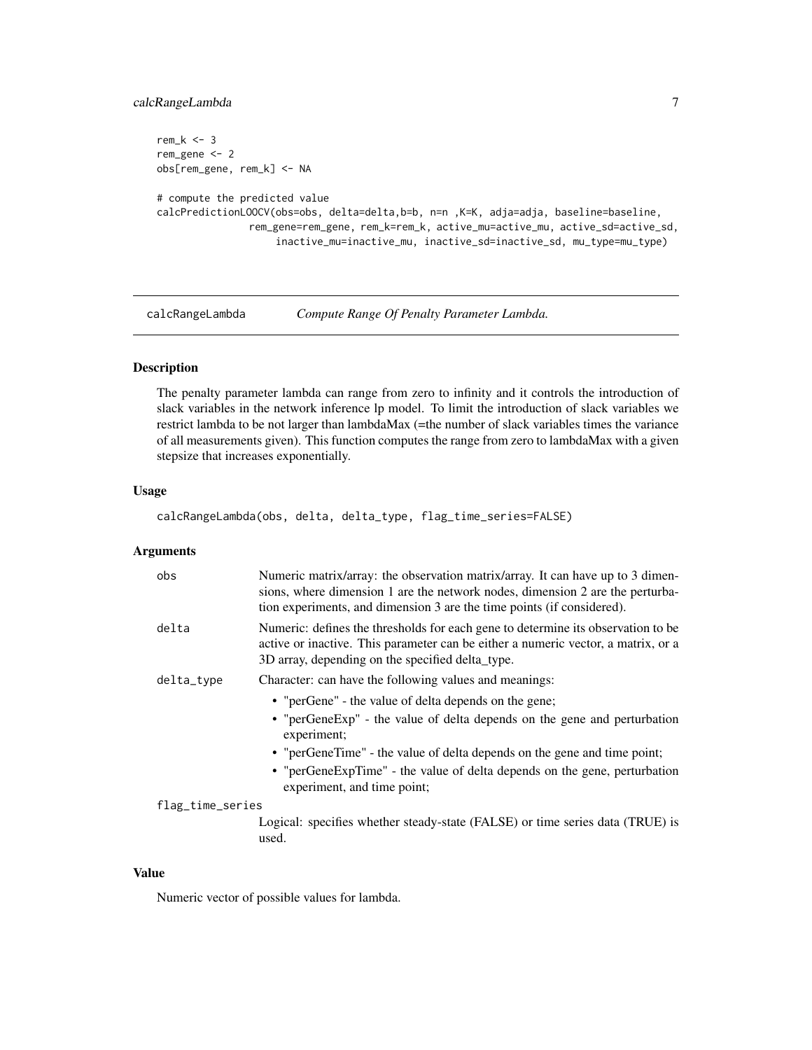```
rem_k <- 3
rem_gene <- 2
obs[rem_gene, rem_k] <- NA

# compute the predicted value
calcPredictionLOOCV(obs=obs, delta=delta,b=b, n=n ,K=K, adja=adja, baseline=baseline,
              rem_gene=rem_gene, rem_k=rem_k, active_mu=active_mu, active_sd=active_sd,
                  inactive_mu=inactive_mu, inactive_sd=inactive_sd, mu_type=mu_type)
```

---

## calcRangeLambda — *Compute Range Of Penalty Parameter Lambda.*

---

### Description

The penalty parameter lambda can range from zero to infinity and it controls the introduction of slack variables in the network inference lp model. To limit the introduction of slack variables we restrict lambda to be not larger than lambdaMax (=the number of slack variables times the variance of all measurements given). This function computes the range from zero to lambdaMax with a given stepsize that increases exponentially.

### Usage

```
calcRangeLambda(obs, delta, delta_type, flag_time_series=FALSE)
```

### Arguments

| | |
|---|---|
| `obs` | Numeric matrix/array: the observation matrix/array. It can have up to 3 dimensions, where dimension 1 are the network nodes, dimension 2 are the perturbation experiments, and dimension 3 are the time points (if considered). |
| `delta` | Numeric: defines the thresholds for each gene to determine its observation to be active or inactive. This parameter can be either a numeric vector, a matrix, or a 3D array, depending on the specified delta_type. |
| `delta_type` | Character: can have the following values and meanings: <br>• "perGene" - the value of delta depends on the gene; <br>• "perGeneExp" - the value of delta depends on the gene and perturbation experiment; <br>• "perGeneTime" - the value of delta depends on the gene and time point; <br>• "perGeneExpTime" - the value of delta depends on the gene, perturbation experiment, and time point; |
| `flag_time_series` | Logical: specifies whether steady-state (FALSE) or time series data (TRUE) is used. |

### Value

Numeric vector of possible values for lambda.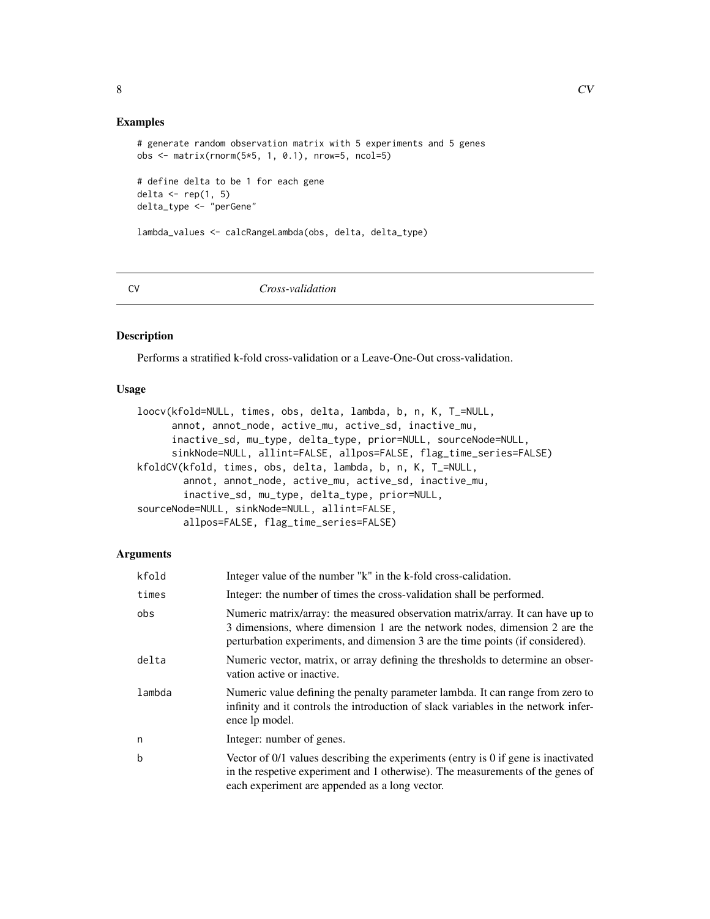## Examples

```
# generate random observation matrix with 5 experiments and 5 genes
obs <- matrix(rnorm(5*5, 1, 0.1), nrow=5, ncol=5)

# define delta to be 1 for each gene
delta <- rep(1, 5)
delta_type <- "perGene"

lambda_values <- calcRangeLambda(obs, delta, delta_type)
```

---

# CV — *Cross-validation*

## Description

Performs a stratified k-fold cross-validation or a Leave-One-Out cross-validation.

## Usage

```
loocv(kfold=NULL, times, obs, delta, lambda, b, n, K, T_=NULL,
      annot, annot_node, active_mu, active_sd, inactive_mu,
      inactive_sd, mu_type, delta_type, prior=NULL, sourceNode=NULL,
      sinkNode=NULL, allint=FALSE, allpos=FALSE, flag_time_series=FALSE)
kfoldCV(kfold, times, obs, delta, lambda, b, n, K, T_=NULL,
        annot, annot_node, active_mu, active_sd, inactive_mu,
        inactive_sd, mu_type, delta_type, prior=NULL,
sourceNode=NULL, sinkNode=NULL, allint=FALSE,
        allpos=FALSE, flag_time_series=FALSE)
```

## Arguments

| | |
|---|---|
| kfold | Integer value of the number "k" in the k-fold cross-calidation. |
| times | Integer: the number of times the cross-validation shall be performed. |
| obs | Numeric matrix/array: the measured observation matrix/array. It can have up to 3 dimensions, where dimension 1 are the network nodes, dimension 2 are the perturbation experiments, and dimension 3 are the time points (if considered). |
| delta | Numeric vector, matrix, or array defining the thresholds to determine an observation active or inactive. |
| lambda | Numeric value defining the penalty parameter lambda. It can range from zero to infinity and it controls the introduction of slack variables in the network inference lp model. |
| n | Integer: number of genes. |
| b | Vector of 0/1 values describing the experiments (entry is 0 if gene is inactivated in the respetive experiment and 1 otherwise). The measurements of the genes of each experiment are appended as a long vector. |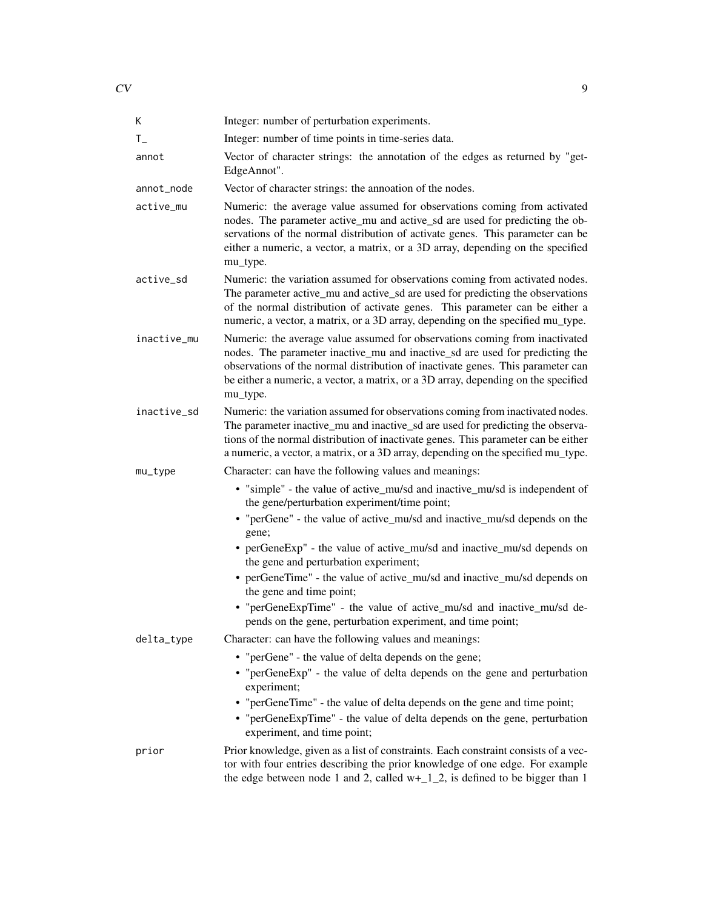| | |
|---|---|
| K | Integer: number of perturbation experiments. |
| T_ | Integer: number of time points in time-series data. |
| annot | Vector of character strings: the annotation of the edges as returned by "get-EdgeAnnot". |
| annot_node | Vector of character strings: the annoation of the nodes. |
| active_mu | Numeric: the average value assumed for observations coming from activated nodes. The parameter active_mu and active_sd are used for predicting the observations of the normal distribution of activate genes. This parameter can be either a numeric, a vector, a matrix, or a 3D array, depending on the specified mu_type. |
| active_sd | Numeric: the variation assumed for observations coming from activated nodes. The parameter active_mu and active_sd are used for predicting the observations of the normal distribution of activate genes. This parameter can be either a numeric, a vector, a matrix, or a 3D array, depending on the specified mu_type. |
| inactive_mu | Numeric: the average value assumed for observations coming from inactivated nodes. The parameter inactive_mu and inactive_sd are used for predicting the observations of the normal distribution of inactivate genes. This parameter can be either a numeric, a vector, a matrix, or a 3D array, depending on the specified mu_type. |
| inactive_sd | Numeric: the variation assumed for observations coming from inactivated nodes. The parameter inactive_mu and inactive_sd are used for predicting the observations of the normal distribution of inactivate genes. This parameter can be either a numeric, a vector, a matrix, or a 3D array, depending on the specified mu_type. |
| mu_type | Character: can have the following values and meanings:<br>• "simple" - the value of active_mu/sd and inactive_mu/sd is independent of the gene/perturbation experiment/time point;<br>• "perGene" - the value of active_mu/sd and inactive_mu/sd depends on the gene;<br>• perGeneExp" - the value of active_mu/sd and inactive_mu/sd depends on the gene and perturbation experiment;<br>• perGeneTime" - the value of active_mu/sd and inactive_mu/sd depends on the gene and time point;<br>• "perGeneExpTime" - the value of active_mu/sd and inactive_mu/sd depends on the gene, perturbation experiment, and time point; |
| delta_type | Character: can have the following values and meanings:<br>• "perGene" - the value of delta depends on the gene;<br>• "perGeneExp" - the value of delta depends on the gene and perturbation experiment;<br>• "perGeneTime" - the value of delta depends on the gene and time point;<br>• "perGeneExpTime" - the value of delta depends on the gene, perturbation experiment, and time point; |
| prior | Prior knowledge, given as a list of constraints. Each constraint consists of a vector with four entries describing the prior knowledge of one edge. For example the edge between node 1 and 2, called w+_1_2, is defined to be bigger than 1 |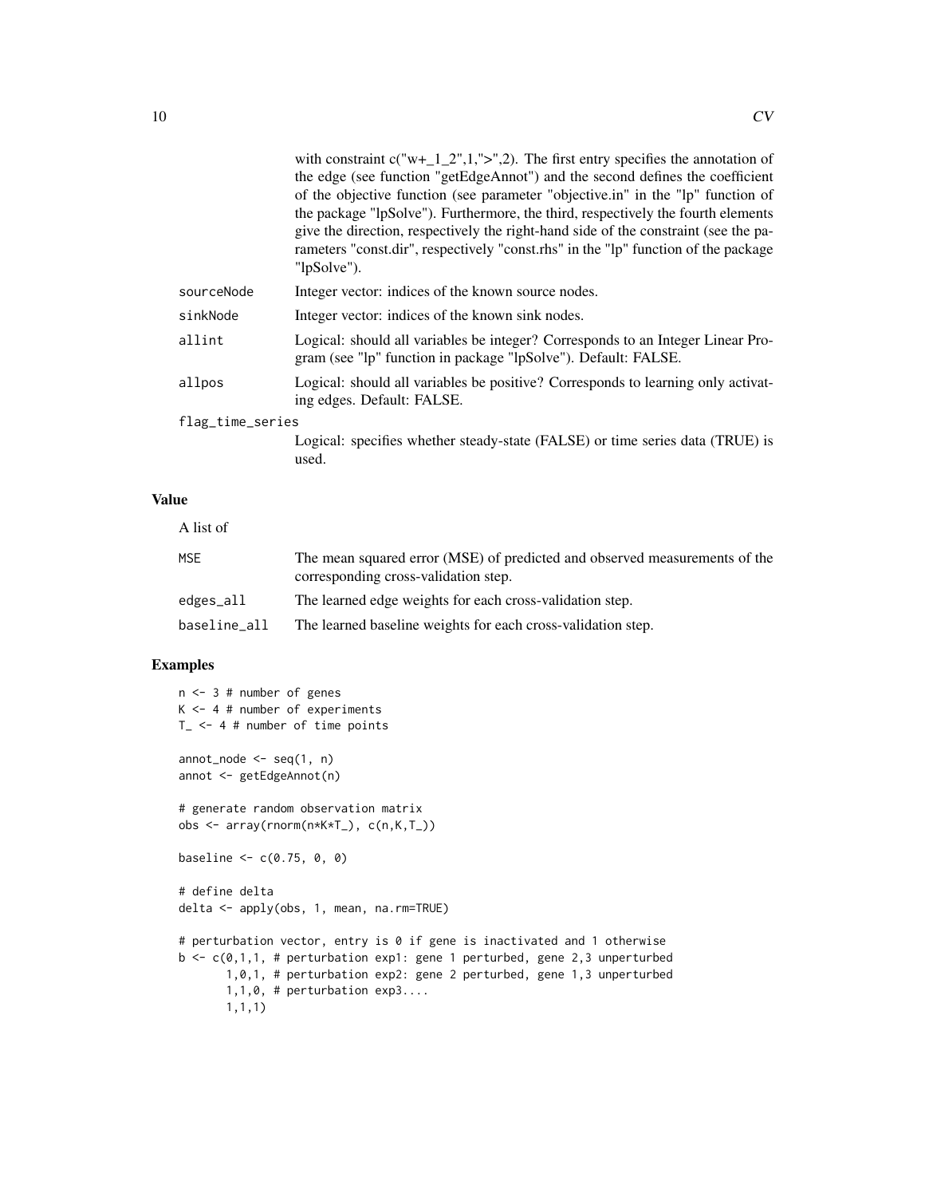with constraint c("w+_1_2",1,">",2). The first entry specifies the annotation of the edge (see function "getEdgeAnnot") and the second defines the coefficient of the objective function (see parameter "objective.in" in the "lp" function of the package "lpSolve"). Furthermore, the third, respectively the fourth elements give the direction, respectively the right-hand side of the constraint (see the parameters "const.dir", respectively "const.rhs" in the "lp" function of the package "lpSolve").

| | |
|---|---|
| sourceNode | Integer vector: indices of the known source nodes. |
| sinkNode | Integer vector: indices of the known sink nodes. |
| allint | Logical: should all variables be integer? Corresponds to an Integer Linear Program (see "lp" function in package "lpSolve"). Default: FALSE. |
| allpos | Logical: should all variables be positive? Corresponds to learning only activating edges. Default: FALSE. |
| flag_time_series | Logical: specifies whether steady-state (FALSE) or time series data (TRUE) is used. |

## Value

A list of

| | |
|---|---|
| MSE | The mean squared error (MSE) of predicted and observed measurements of the corresponding cross-validation step. |
| edges_all | The learned edge weights for each cross-validation step. |
| baseline_all | The learned baseline weights for each cross-validation step. |

## Examples

```
n <- 3 # number of genes
K <- 4 # number of experiments
T_ <- 4 # number of time points

annot_node <- seq(1, n)
annot <- getEdgeAnnot(n)

# generate random observation matrix
obs <- array(rnorm(n*K*T_), c(n,K,T_))

baseline <- c(0.75, 0, 0)

# define delta
delta <- apply(obs, 1, mean, na.rm=TRUE)

# perturbation vector, entry is 0 if gene is inactivated and 1 otherwise
b <- c(0,1,1, # perturbation exp1: gene 1 perturbed, gene 2,3 unperturbed
       1,0,1, # perturbation exp2: gene 2 perturbed, gene 1,3 unperturbed
       1,1,0, # perturbation exp3....
       1,1,1)
```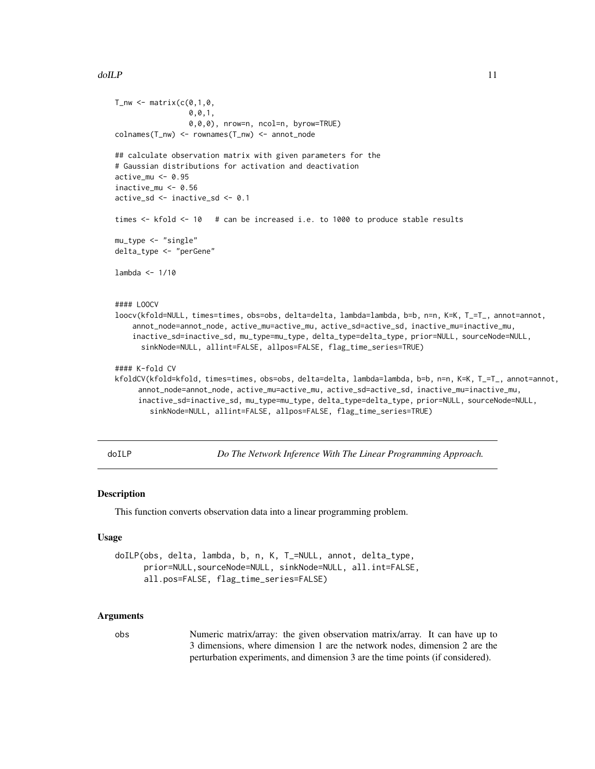```
T_nw <- matrix(c(0,1,0,
                 0,0,1,
                 0,0,0), nrow=n, ncol=n, byrow=TRUE)
colnames(T_nw) <- rownames(T_nw) <- annot_node

## calculate observation matrix with given parameters for the
# Gaussian distributions for activation and deactivation
active_mu <- 0.95
inactive_mu <- 0.56
active_sd <- inactive_sd <- 0.1

times <- kfold <- 10   # can be increased i.e. to 1000 to produce stable results

mu_type <- "single"
delta_type <- "perGene"

lambda <- 1/10


#### LOOCV
loocv(kfold=NULL, times=times, obs=obs, delta=delta, lambda=lambda, b=b, n=n, K=K, T_=T_, annot=annot,
    annot_node=annot_node, active_mu=active_mu, active_sd=active_sd, inactive_mu=inactive_mu,
    inactive_sd=inactive_sd, mu_type=mu_type, delta_type=delta_type, prior=NULL, sourceNode=NULL,
      sinkNode=NULL, allint=FALSE, allpos=FALSE, flag_time_series=TRUE)

#### K-fold CV
kfoldCV(kfold=kfold, times=times, obs=obs, delta=delta, lambda=lambda, b=b, n=n, K=K, T_=T_, annot=annot,
      annot_node=annot_node, active_mu=active_mu, active_sd=active_sd, inactive_mu=inactive_mu,
      inactive_sd=inactive_sd, mu_type=mu_type, delta_type=delta_type, prior=NULL, sourceNode=NULL,
        sinkNode=NULL, allint=FALSE, allpos=FALSE, flag_time_series=TRUE)
```

## doILP — *Do The Network Inference With The Linear Programming Approach.*

### Description

This function converts observation data into a linear programming problem.

### Usage

```
doILP(obs, delta, lambda, b, n, K, T_=NULL, annot, delta_type,
      prior=NULL,sourceNode=NULL, sinkNode=NULL, all.int=FALSE,
      all.pos=FALSE, flag_time_series=FALSE)
```

### Arguments

| | |
|---|---|
| obs | Numeric matrix/array: the given observation matrix/array. It can have up to 3 dimensions, where dimension 1 are the network nodes, dimension 2 are the perturbation experiments, and dimension 3 are the time points (if considered). |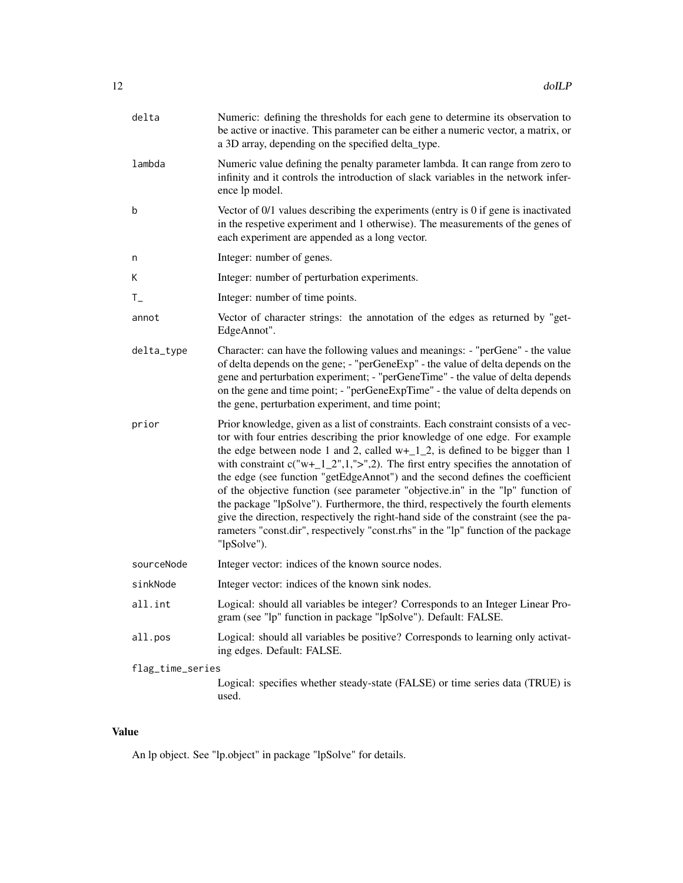| | |
|---|---|
| delta | Numeric: defining the thresholds for each gene to determine its observation to be active or inactive. This parameter can be either a numeric vector, a matrix, or a 3D array, depending on the specified delta_type. |
| lambda | Numeric value defining the penalty parameter lambda. It can range from zero to infinity and it controls the introduction of slack variables in the network inference lp model. |
| b | Vector of 0/1 values describing the experiments (entry is 0 if gene is inactivated in the respetive experiment and 1 otherwise). The measurements of the genes of each experiment are appended as a long vector. |
| n | Integer: number of genes. |
| K | Integer: number of perturbation experiments. |
| T_ | Integer: number of time points. |
| annot | Vector of character strings: the annotation of the edges as returned by "getEdgeAnnot". |
| delta_type | Character: can have the following values and meanings: - "perGene" - the value of delta depends on the gene; - "perGeneExp" - the value of delta depends on the gene and perturbation experiment; - "perGeneTime" - the value of delta depends on the gene and time point; - "perGeneExpTime" - the value of delta depends on the gene, perturbation experiment, and time point; |
| prior | Prior knowledge, given as a list of constraints. Each constraint consists of a vector with four entries describing the prior knowledge of one edge. For example the edge between node 1 and 2, called w+_1_2, is defined to be bigger than 1 with constraint c("w+_1_2",1,">",2). The first entry specifies the annotation of the edge (see function "getEdgeAnnot") and the second defines the coefficient of the objective function (see parameter "objective.in" in the "lp" function of the package "lpSolve"). Furthermore, the third, respectively the fourth elements give the direction, respectively the right-hand side of the constraint (see the parameters "const.dir", respectively "const.rhs" in the "lp" function of the package "lpSolve"). |
| sourceNode | Integer vector: indices of the known source nodes. |
| sinkNode | Integer vector: indices of the known sink nodes. |
| all.int | Logical: should all variables be integer? Corresponds to an Integer Linear Program (see "lp" function in package "lpSolve"). Default: FALSE. |
| all.pos | Logical: should all variables be positive? Corresponds to learning only activating edges. Default: FALSE. |
| flag_time_series | Logical: specifies whether steady-state (FALSE) or time series data (TRUE) is used. |

## Value

An lp object. See "lp.object" in package "lpSolve" for details.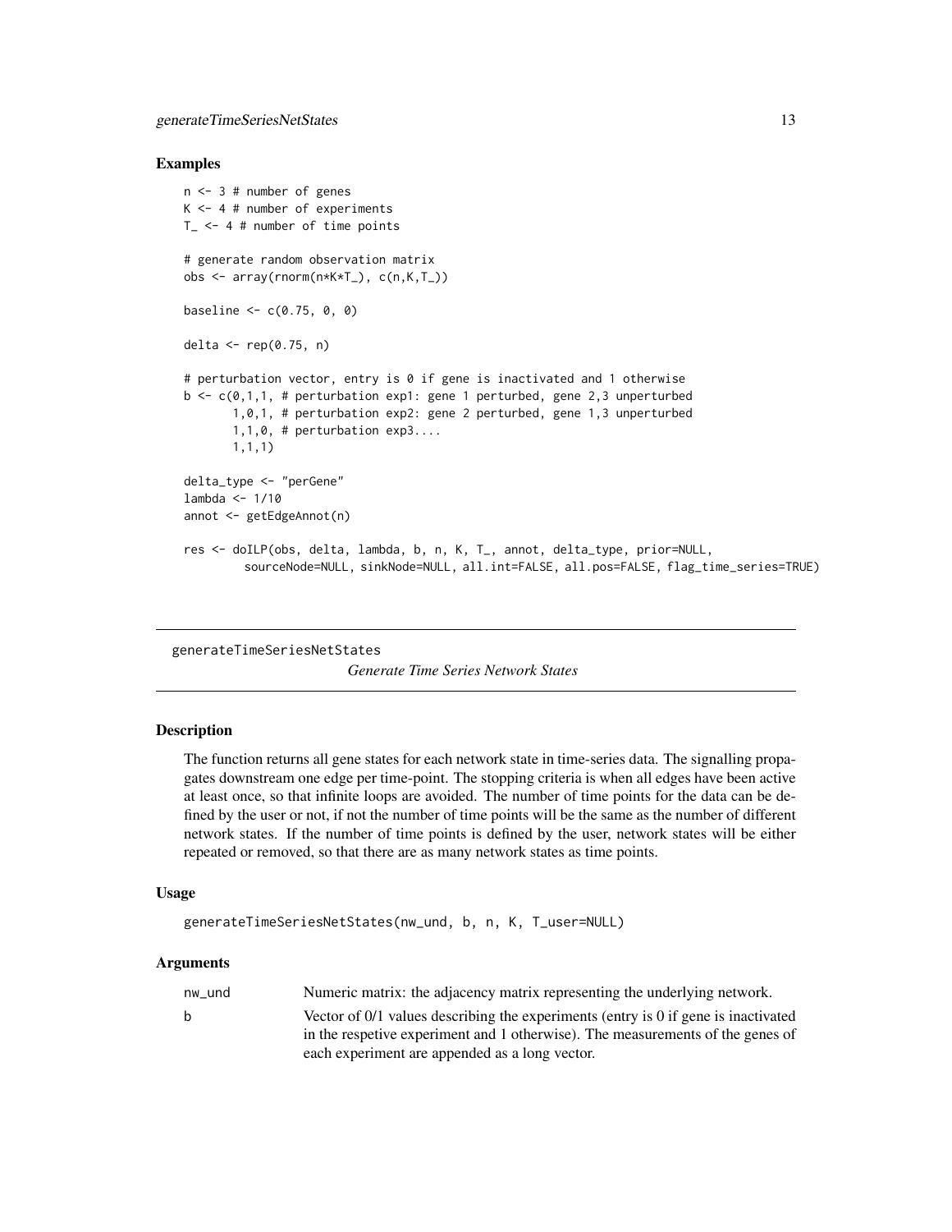### Examples

```
n <- 3 # number of genes
K <- 4 # number of experiments
T_ <- 4 # number of time points

# generate random observation matrix
obs <- array(rnorm(n*K*T_), c(n,K,T_))

baseline <- c(0.75, 0, 0)

delta <- rep(0.75, n)

# perturbation vector, entry is 0 if gene is inactivated and 1 otherwise
b <- c(0,1,1, # perturbation exp1: gene 1 perturbed, gene 2,3 unperturbed
       1,0,1, # perturbation exp2: gene 2 perturbed, gene 1,3 unperturbed
       1,1,0, # perturbation exp3....
       1,1,1)

delta_type <- "perGene"
lambda <- 1/10
annot <- getEdgeAnnot(n)

res <- doILP(obs, delta, lambda, b, n, K, T_, annot, delta_type, prior=NULL,
        sourceNode=NULL, sinkNode=NULL, all.int=FALSE, all.pos=FALSE, flag_time_series=TRUE)
```

---

## generateTimeSeriesNetStates

*Generate Time Series Network States*

---

### Description

The function returns all gene states for each network state in time-series data. The signalling propagates downstream one edge per time-point. The stopping criteria is when all edges have been active at least once, so that infinite loops are avoided. The number of time points for the data can be defined by the user or not, if not the number of time points will be the same as the number of different network states. If the number of time points is defined by the user, network states will be either repeated or removed, so that there are as many network states as time points.

### Usage

```
generateTimeSeriesNetStates(nw_und, b, n, K, T_user=NULL)
```

### Arguments

| | |
|---|---|
| nw_und | Numeric matrix: the adjacency matrix representing the underlying network. |
| b | Vector of 0/1 values describing the experiments (entry is 0 if gene is inactivated in the respetive experiment and 1 otherwise). The measurements of the genes of each experiment are appended as a long vector. |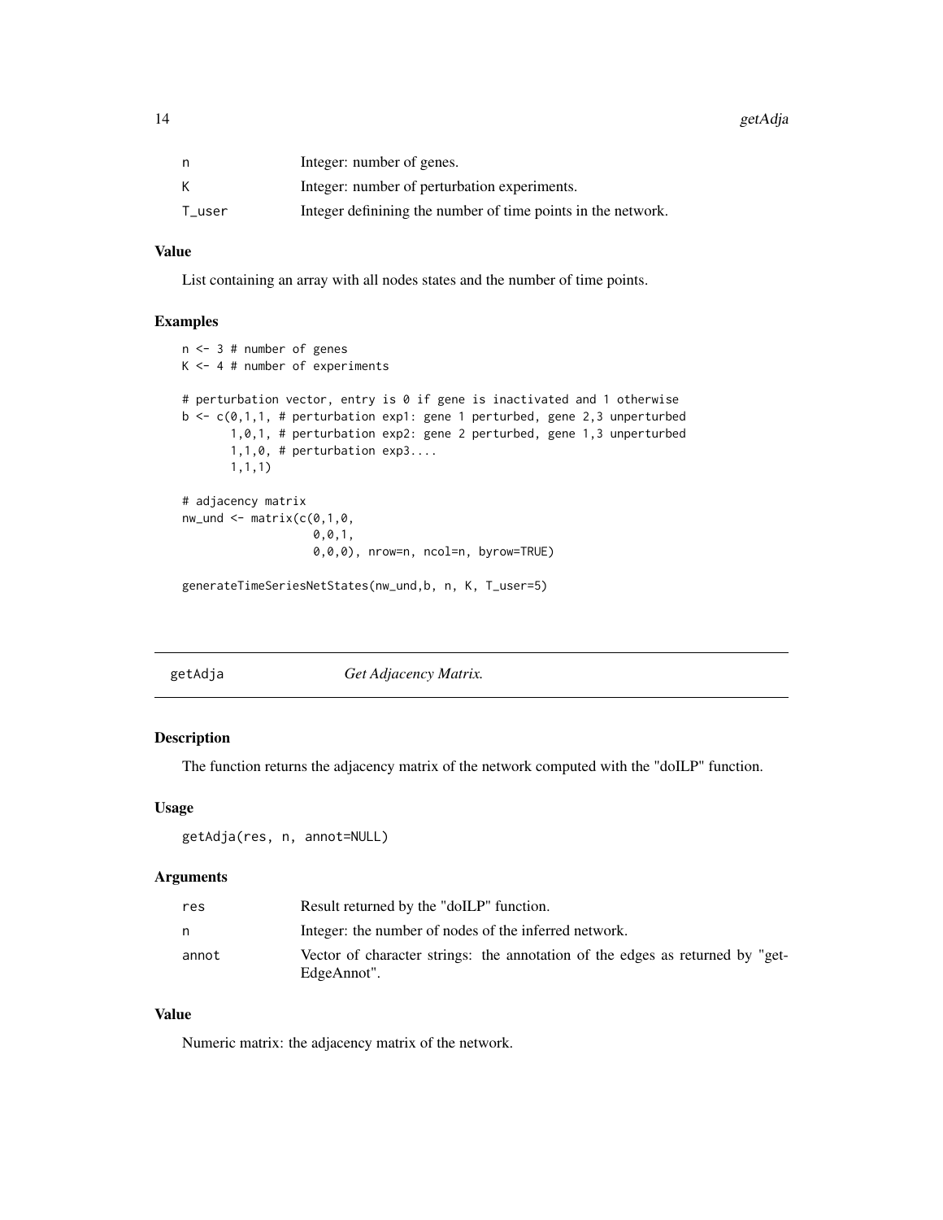| | |
|---|---|
| n | Integer: number of genes. |
| K | Integer: number of perturbation experiments. |
| T_user | Integer definining the number of time points in the network. |

### Value

List containing an array with all nodes states and the number of time points.

### Examples

```
n <- 3 # number of genes
K <- 4 # number of experiments

# perturbation vector, entry is 0 if gene is inactivated and 1 otherwise
b <- c(0,1,1, # perturbation exp1: gene 1 perturbed, gene 2,3 unperturbed
       1,0,1, # perturbation exp2: gene 2 perturbed, gene 1,3 unperturbed
       1,1,0, # perturbation exp3....
       1,1,1)

# adjacency matrix
nw_und <- matrix(c(0,1,0,
                   0,0,1,
                   0,0,0), nrow=n, ncol=n, byrow=TRUE)

generateTimeSeriesNetStates(nw_und,b, n, K, T_user=5)
```

---

## getAdja *Get Adjacency Matrix.*

### Description

The function returns the adjacency matrix of the network computed with the "doILP" function.

### Usage

```
getAdja(res, n, annot=NULL)
```

### Arguments

| | |
|---|---|
| res | Result returned by the "doILP" function. |
| n | Integer: the number of nodes of the inferred network. |
| annot | Vector of character strings: the annotation of the edges as returned by "getEdgeAnnot". |

### Value

Numeric matrix: the adjacency matrix of the network.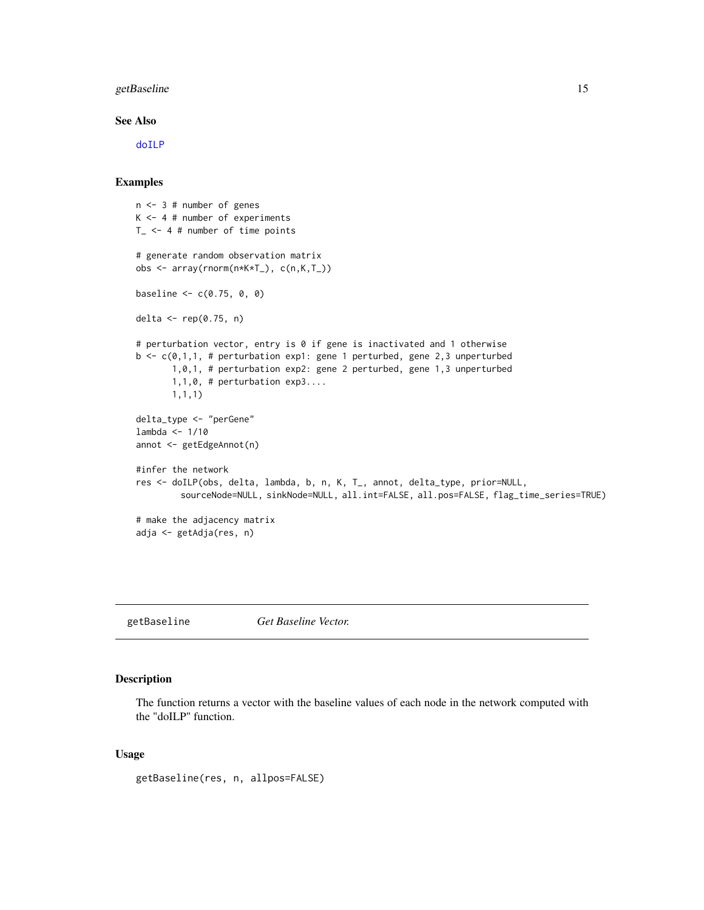## See Also

doILP

## Examples

```
n <- 3 # number of genes
K <- 4 # number of experiments
T_ <- 4 # number of time points

# generate random observation matrix
obs <- array(rnorm(n*K*T_), c(n,K,T_))

baseline <- c(0.75, 0, 0)

delta <- rep(0.75, n)

# perturbation vector, entry is 0 if gene is inactivated and 1 otherwise
b <- c(0,1,1, # perturbation exp1: gene 1 perturbed, gene 2,3 unperturbed
       1,0,1, # perturbation exp2: gene 2 perturbed, gene 1,3 unperturbed
       1,1,0, # perturbation exp3....
       1,1,1)

delta_type <- "perGene"
lambda <- 1/10
annot <- getEdgeAnnot(n)

#infer the network
res <- doILP(obs, delta, lambda, b, n, K, T_, annot, delta_type, prior=NULL,
        sourceNode=NULL, sinkNode=NULL, all.int=FALSE, all.pos=FALSE, flag_time_series=TRUE)

# make the adjacency matrix
adja <- getAdja(res, n)
```

---

# getBaseline *Get Baseline Vector.*

## Description

The function returns a vector with the baseline values of each node in the network computed with the "doILP" function.

## Usage

```
getBaseline(res, n, allpos=FALSE)
```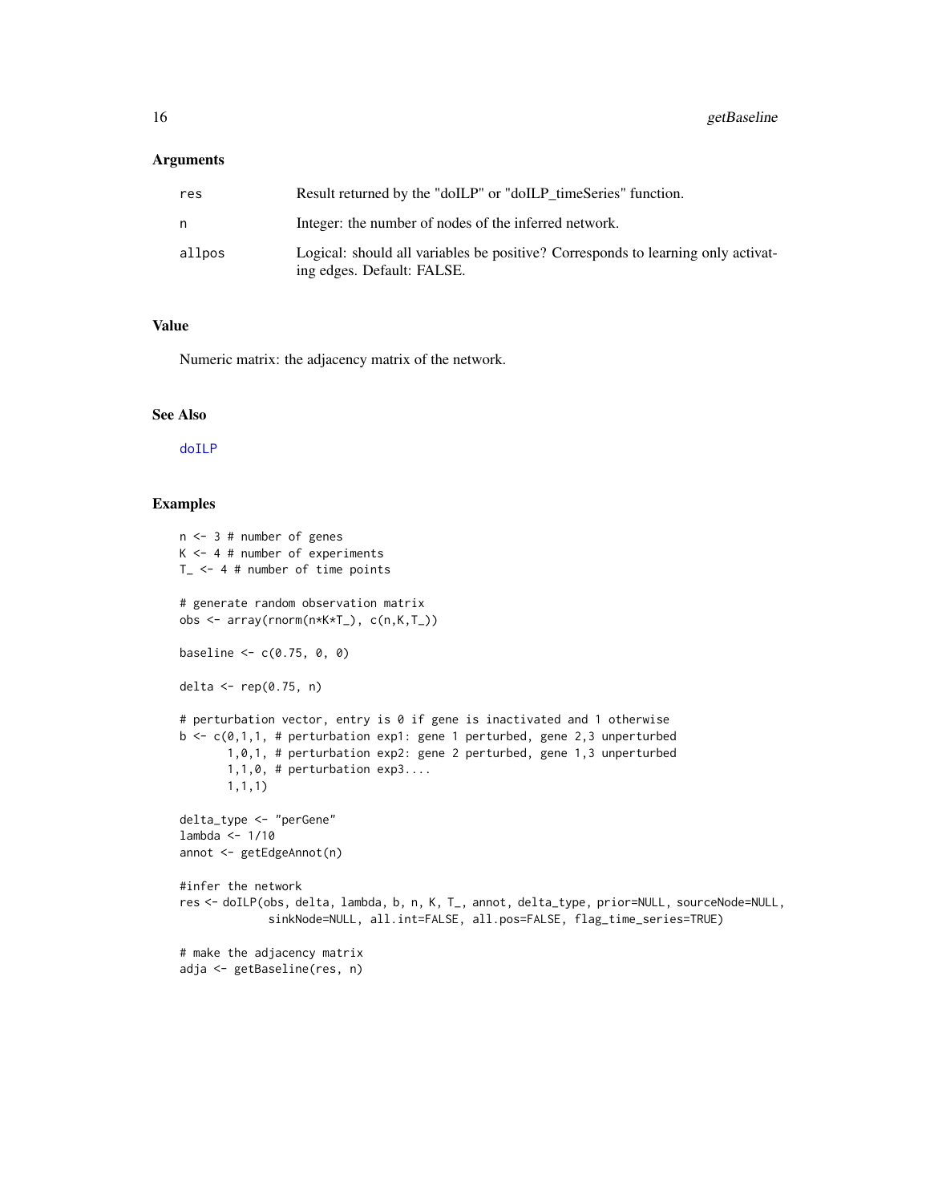### Arguments

| | |
|---|---|
| res | Result returned by the "doILP" or "doILP_timeSeries" function. |
| n | Integer: the number of nodes of the inferred network. |
| allpos | Logical: should all variables be positive? Corresponds to learning only activating edges. Default: FALSE. |

### Value

Numeric matrix: the adjacency matrix of the network.

### See Also

doILP

### Examples

```
n <- 3 # number of genes
K <- 4 # number of experiments
T_ <- 4 # number of time points

# generate random observation matrix
obs <- array(rnorm(n*K*T_), c(n,K,T_))

baseline <- c(0.75, 0, 0)

delta <- rep(0.75, n)

# perturbation vector, entry is 0 if gene is inactivated and 1 otherwise
b <- c(0,1,1, # perturbation exp1: gene 1 perturbed, gene 2,3 unperturbed
       1,0,1, # perturbation exp2: gene 2 perturbed, gene 1,3 unperturbed
       1,1,0, # perturbation exp3....
       1,1,1)

delta_type <- "perGene"
lambda <- 1/10
annot <- getEdgeAnnot(n)

#infer the network
res <- doILP(obs, delta, lambda, b, n, K, T_, annot, delta_type, prior=NULL, sourceNode=NULL,
             sinkNode=NULL, all.int=FALSE, all.pos=FALSE, flag_time_series=TRUE)

# make the adjacency matrix
adja <- getBaseline(res, n)
```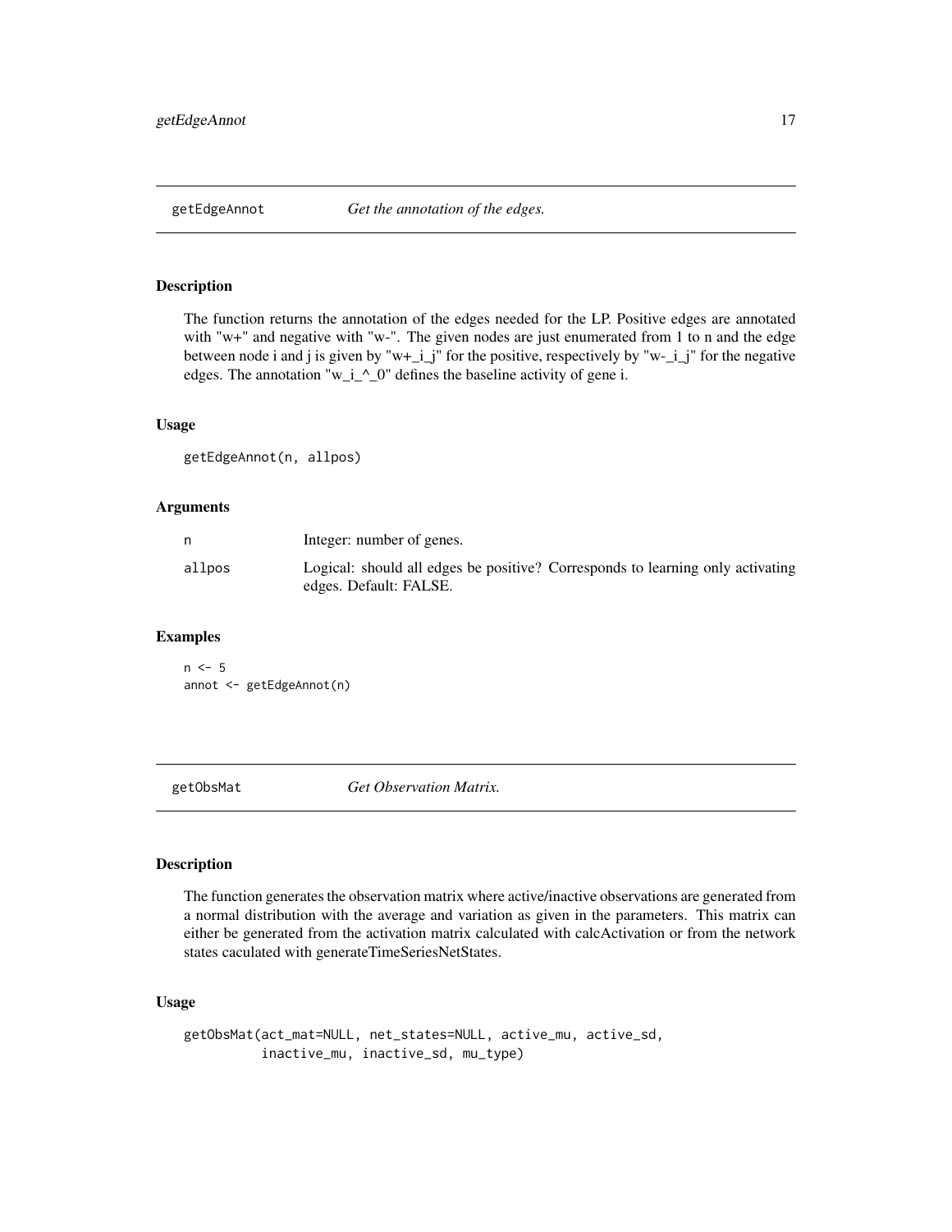## getEdgeAnnot *Get the annotation of the edges.*

### Description

The function returns the annotation of the edges needed for the LP. Positive edges are annotated with "w+" and negative with "w-". The given nodes are just enumerated from 1 to n and the edge between node i and j is given by "w+_i_j" for the positive, respectively by "w-_i_j" for the negative edges. The annotation "w_i_^_0" defines the baseline activity of gene i.

### Usage

```
getEdgeAnnot(n, allpos)
```

### Arguments

| | |
|---|---|
| n | Integer: number of genes. |
| allpos | Logical: should all edges be positive? Corresponds to learning only activating edges. Default: FALSE. |

### Examples

```
n <- 5
annot <- getEdgeAnnot(n)
```

## getObsMat *Get Observation Matrix.*

### Description

The function generates the observation matrix where active/inactive observations are generated from a normal distribution with the average and variation as given in the parameters. This matrix can either be generated from the activation matrix calculated with calcActivation or from the network states caculated with generateTimeSeriesNetStates.

### Usage

```
getObsMat(act_mat=NULL, net_states=NULL, active_mu, active_sd,
          inactive_mu, inactive_sd, mu_type)
```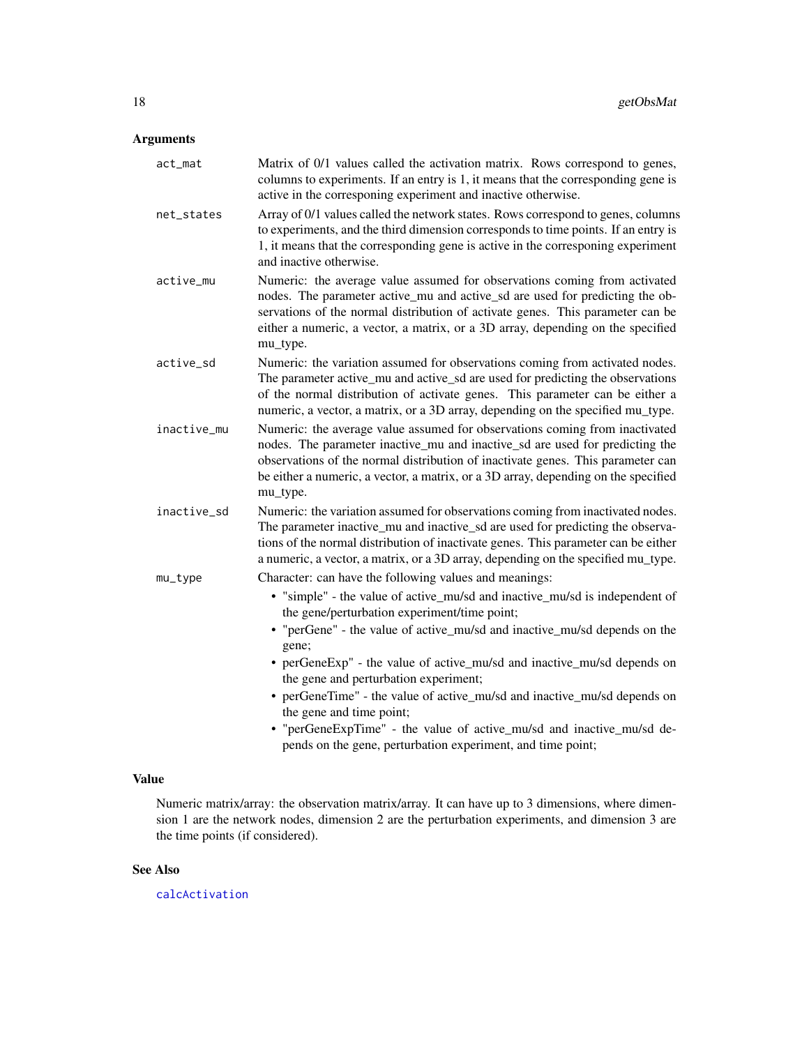### Arguments

**act_mat** — Matrix of 0/1 values called the activation matrix. Rows correspond to genes, columns to experiments. If an entry is 1, it means that the corresponding gene is active in the corresponing experiment and inactive otherwise.

**net_states** — Array of 0/1 values called the network states. Rows correspond to genes, columns to experiments, and the third dimension corresponds to time points. If an entry is 1, it means that the corresponding gene is active in the corresponing experiment and inactive otherwise.

**active_mu** — Numeric: the average value assumed for observations coming from activated nodes. The parameter active_mu and active_sd are used for predicting the observations of the normal distribution of activate genes. This parameter can be either a numeric, a vector, a matrix, or a 3D array, depending on the specified mu_type.

**active_sd** — Numeric: the variation assumed for observations coming from activated nodes. The parameter active_mu and active_sd are used for predicting the observations of the normal distribution of activate genes. This parameter can be either a numeric, a vector, a matrix, or a 3D array, depending on the specified mu_type.

**inactive_mu** — Numeric: the average value assumed for observations coming from inactivated nodes. The parameter inactive_mu and inactive_sd are used for predicting the observations of the normal distribution of inactivate genes. This parameter can be either a numeric, a vector, a matrix, or a 3D array, depending on the specified mu_type.

**inactive_sd** — Numeric: the variation assumed for observations coming from inactivated nodes. The parameter inactive_mu and inactive_sd are used for predicting the observations of the normal distribution of inactivate genes. This parameter can be either a numeric, a vector, a matrix, or a 3D array, depending on the specified mu_type.

**mu_type** — Character: can have the following values and meanings:

- "simple" - the value of active_mu/sd and inactive_mu/sd is independent of the gene/perturbation experiment/time point;
- "perGene" - the value of active_mu/sd and inactive_mu/sd depends on the gene;
- perGeneExp" - the value of active_mu/sd and inactive_mu/sd depends on the gene and perturbation experiment;
- perGeneTime" - the value of active_mu/sd and inactive_mu/sd depends on the gene and time point;
- "perGeneExpTime" - the value of active_mu/sd and inactive_mu/sd depends on the gene, perturbation experiment, and time point;

### Value

Numeric matrix/array: the observation matrix/array. It can have up to 3 dimensions, where dimension 1 are the network nodes, dimension 2 are the perturbation experiments, and dimension 3 are the time points (if considered).

### See Also

calcActivation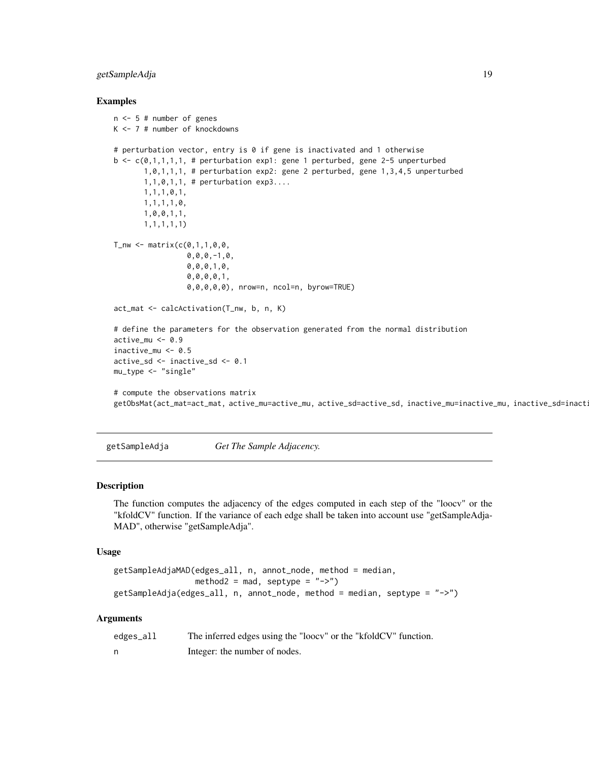### Examples

```
n <- 5 # number of genes
K <- 7 # number of knockdowns

# perturbation vector, entry is 0 if gene is inactivated and 1 otherwise
b <- c(0,1,1,1,1, # perturbation exp1: gene 1 perturbed, gene 2-5 unperturbed
       1,0,1,1,1, # perturbation exp2: gene 2 perturbed, gene 1,3,4,5 unperturbed
       1,1,0,1,1, # perturbation exp3....
       1,1,1,0,1,
       1,1,1,1,0,
       1,0,0,1,1,
       1,1,1,1,1)

T_nw <- matrix(c(0,1,1,0,0,
                 0,0,0,-1,0,
                 0,0,0,1,0,
                 0,0,0,0,1,
                 0,0,0,0,0), nrow=n, ncol=n, byrow=TRUE)

act_mat <- calcActivation(T_nw, b, n, K)

# define the parameters for the observation generated from the normal distribution
active_mu <- 0.9
inactive_mu <- 0.5
active_sd <- inactive_sd <- 0.1
mu_type <- "single"

# compute the observations matrix
getObsMat(act_mat=act_mat, active_mu=active_mu, active_sd=active_sd, inactive_mu=inactive_mu, inactive_sd=inacti
```

## getSampleAdja *Get The Sample Adjacency.*

### Description

The function computes the adjacency of the edges computed in each step of the "loocv" or the "kfoldCV" function. If the variance of each edge shall be taken into account use "getSampleAdjaMAD", otherwise "getSampleAdja".

### Usage

```
getSampleAdjaMAD(edges_all, n, annot_node, method = median,
                 method2 = mad, septype = "->")
getSampleAdja(edges_all, n, annot_node, method = median, septype = "->")
```

### Arguments

| | |
|---|---|
| edges_all | The inferred edges using the "loocv" or the "kfoldCV" function. |
| n | Integer: the number of nodes. |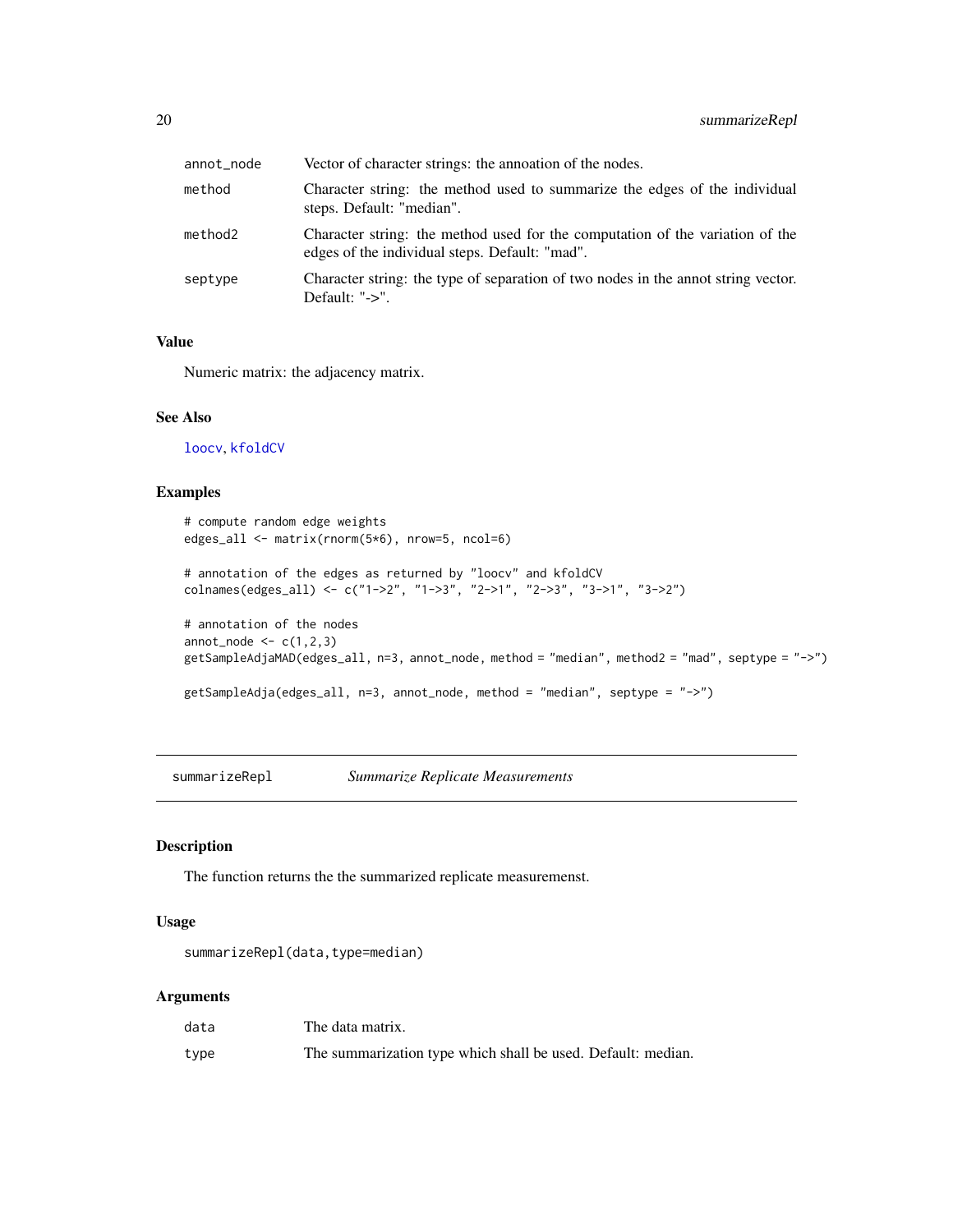| | |
|---|---|
| annot_node | Vector of character strings: the annoation of the nodes. |
| method | Character string: the method used to summarize the edges of the individual steps. Default: "median". |
| method2 | Character string: the method used for the computation of the variation of the edges of the individual steps. Default: "mad". |
| septype | Character string: the type of separation of two nodes in the annot string vector. Default: "->". |

### Value

Numeric matrix: the adjacency matrix.

### See Also

loocv, kfoldCV

### Examples

```
# compute random edge weights
edges_all <- matrix(rnorm(5*6), nrow=5, ncol=6)

# annotation of the edges as returned by "loocv" and kfoldCV
colnames(edges_all) <- c("1->2", "1->3", "2->1", "2->3", "3->1", "3->2")

# annotation of the nodes
annot_node <- c(1,2,3)
getSampleAdjaMAD(edges_all, n=3, annot_node, method = "median", method2 = "mad", septype = "->")

getSampleAdja(edges_all, n=3, annot_node, method = "median", septype = "->")
```

---

## summarizeRepl *Summarize Replicate Measurements*

### Description

The function returns the the summarized replicate measuremenst.

### Usage

```
summarizeRepl(data,type=median)
```

### Arguments

| | |
|---|---|
| data | The data matrix. |
| type | The summarization type which shall be used. Default: median. |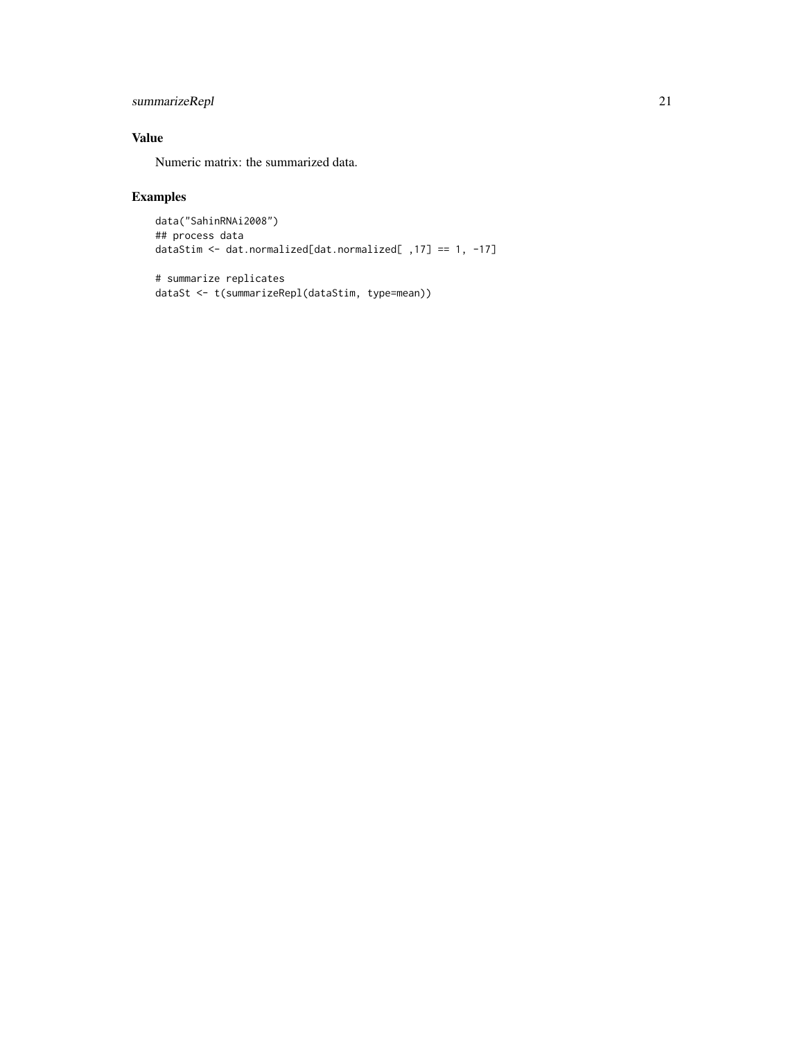### Value

Numeric matrix: the summarized data.

### Examples

```
data("SahinRNAi2008")
## process data
dataStim <- dat.normalized[dat.normalized[ ,17] == 1, -17]

# summarize replicates
dataSt <- t(summarizeRepl(dataStim, type=mean))
```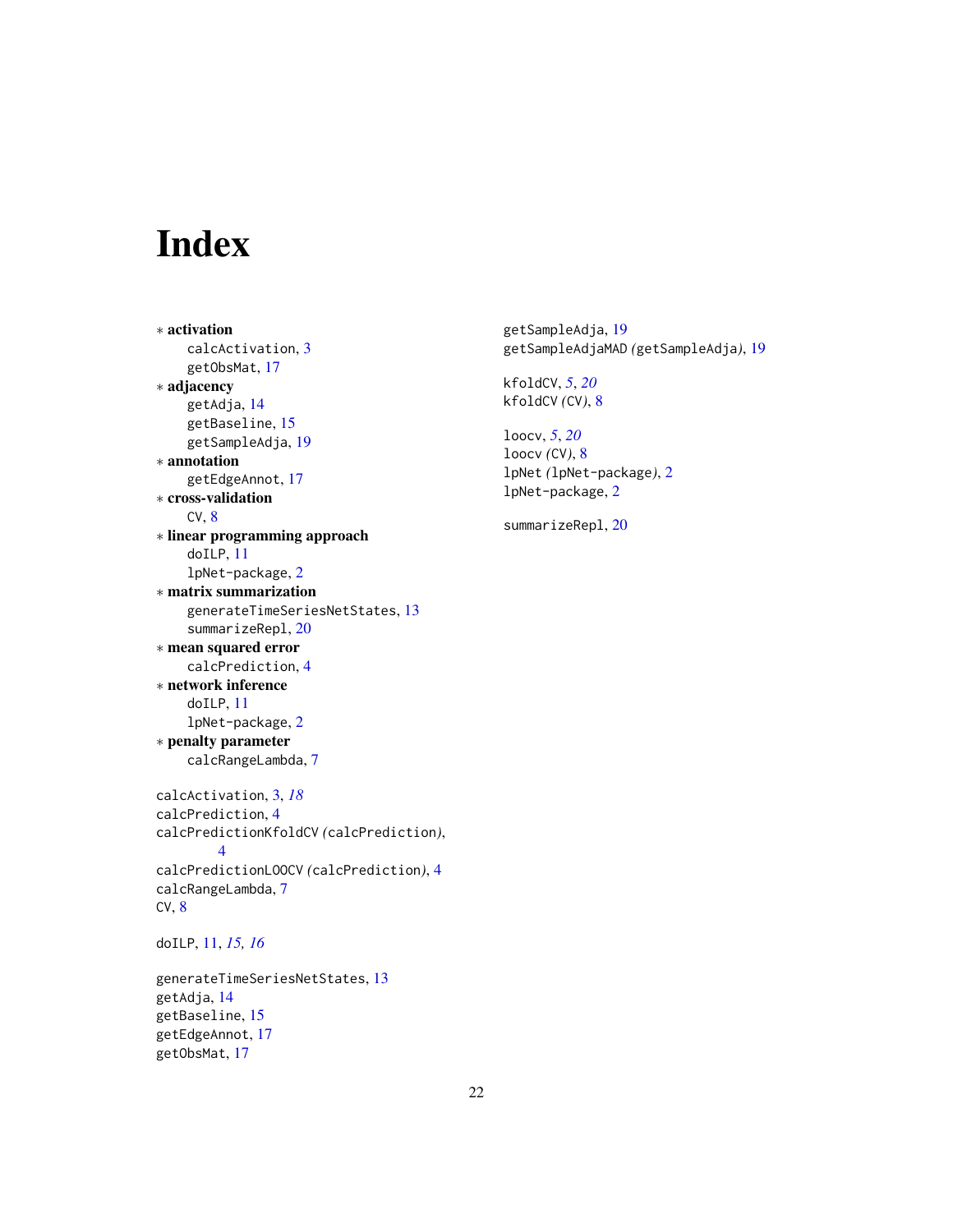# Index

* **activation**
    - calcActivation, 3
    - getObsMat, 17
* **adjacency**
    - getAdja, 14
    - getBaseline, 15
    - getSampleAdja, 19
* **annotation**
    - getEdgeAnnot, 17
* **cross-validation**
    - CV, 8
* **linear programming approach**
    - doILP, 11
    - lpNet-package, 2
* **matrix summarization**
    - generateTimeSeriesNetStates, 13
    - summarizeRepl, 20
* **mean squared error**
    - calcPrediction, 4
* **network inference**
    - doILP, 11
    - lpNet-package, 2
* **penalty parameter**
    - calcRangeLambda, 7

calcActivation, 3, *18*
calcPrediction, 4
calcPredictionKfoldCV *(calcPrediction)*, 4
calcPredictionLOOCV *(calcPrediction)*, 4
calcRangeLambda, 7
CV, 8

doILP, 11, *15, 16*

generateTimeSeriesNetStates, 13
getAdja, 14
getBaseline, 15
getEdgeAnnot, 17
getObsMat, 17
getSampleAdja, 19
getSampleAdjaMAD *(getSampleAdja)*, 19

kfoldCV, *5*, *20*
kfoldCV *(CV)*, 8

loocv, *5*, *20*
loocv *(CV)*, 8
lpNet *(lpNet-package)*, 2
lpNet-package, 2

summarizeRepl, 20